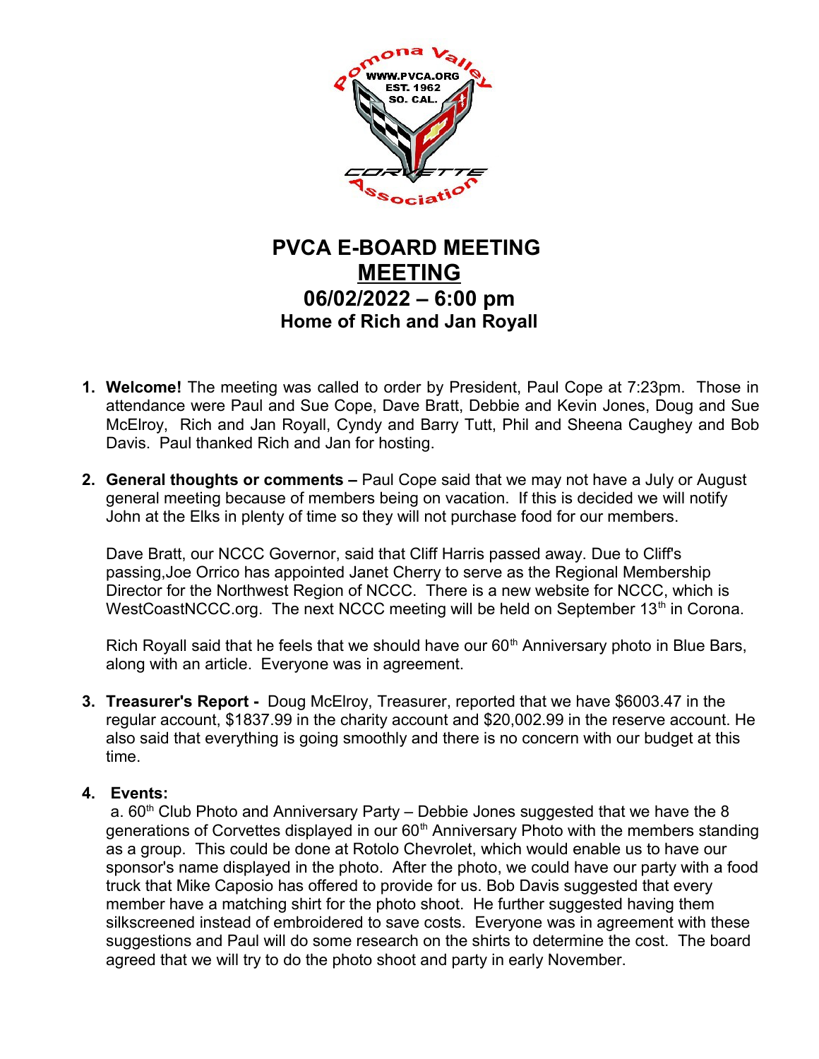# PVCA E-BOARD MEETING

## MEETING

## 06/02/2022 – 6:00 pm

### Home of Rich and Jan Royall

1. **Welcome!** The meeting was called to order by President, Paul Cope at 7:23pm. Those in attendance were Paul and Sue Cope, Dave Bratt, Debbie and Kevin Jones, Doug and Sue McElroy, Rich and Jan Royall, Cyndy and Barry Tutt, Phil and Sheena Caughey and Bob Davis. Paul thanked Rich and Jan for hosting.

2. **General thoughts or comments –** Paul Cope said that we may not have a July or August general meeting because of members being on vacation. If this is decided we will notify John at the Elks in plenty of time so they will not purchase food for our members.

   Dave Bratt, our NCCC Governor, said that Cliff Harris passed away. Due to Cliff's passing,Joe Orrico has appointed Janet Cherry to serve as the Regional Membership Director for the Northwest Region of NCCC. There is a new website for NCCC, which is WestCoastNCCC.org. The next NCCC meeting will be held on September 13th in Corona.

   Rich Royall said that he feels that we should have our 60th Anniversary photo in Blue Bars, along with an article. Everyone was in agreement.

3. **Treasurer's Report -** Doug McElroy, Treasurer, reported that we have $6003.47 in the regular account, $1837.99 in the charity account and $20,002.99 in the reserve account. He also said that everything is going smoothly and there is no concern with our budget at this time.

4. **Events:**

   a. 60th Club Photo and Anniversary Party – Debbie Jones suggested that we have the 8 generations of Corvettes displayed in our 60th Anniversary Photo with the members standing as a group. This could be done at Rotolo Chevrolet, which would enable us to have our sponsor's name displayed in the photo. After the photo, we could have our party with a food truck that Mike Caposio has offered to provide for us. Bob Davis suggested that every member have a matching shirt for the photo shoot. He further suggested having them silkscreened instead of embroidered to save costs. Everyone was in agreement with these suggestions and Paul will do some research on the shirts to determine the cost. The board agreed that we will try to do the photo shoot and party in early November.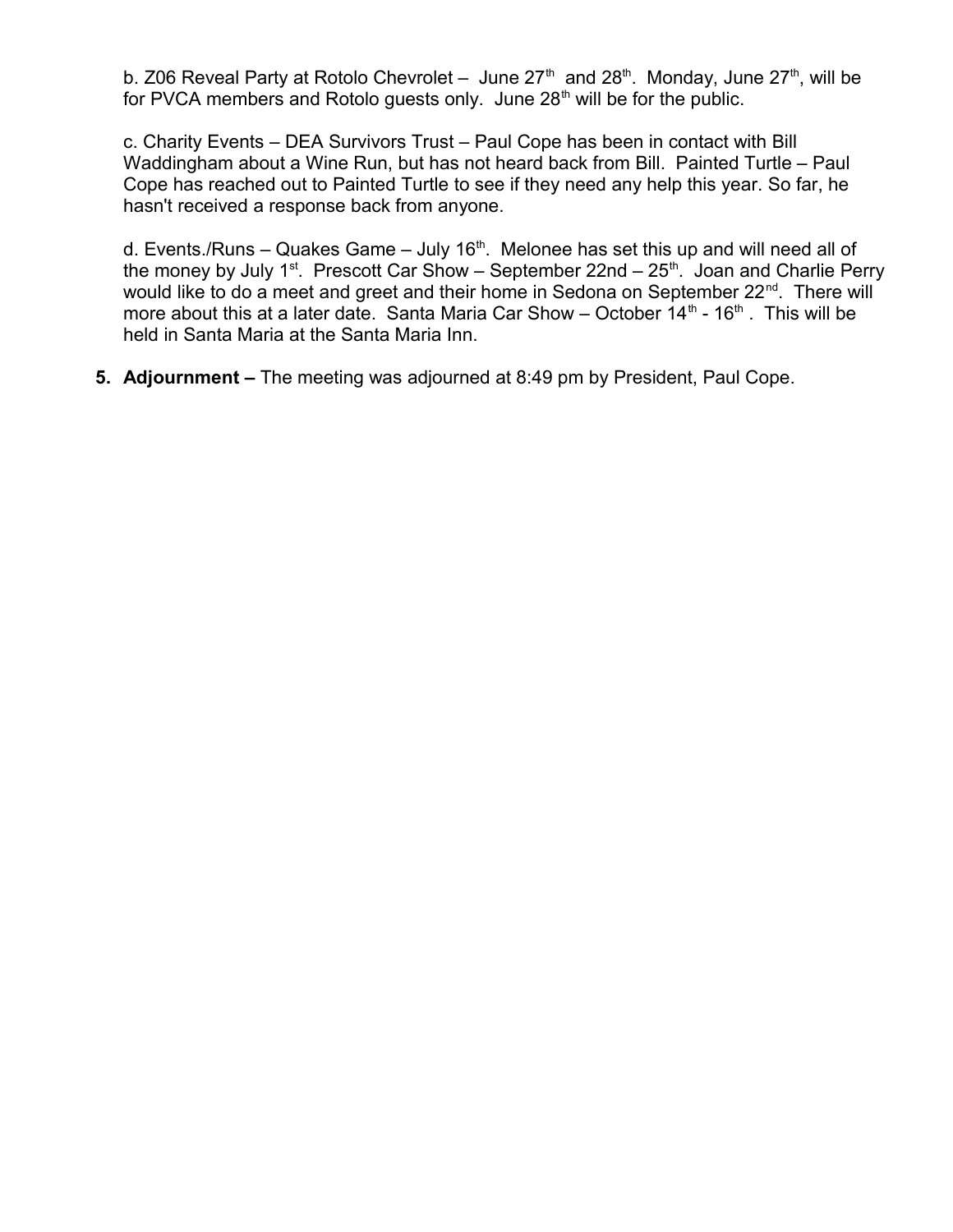b. Z06 Reveal Party at Rotolo Chevrolet – June 27th and 28th. Monday, June 27th, will be for PVCA members and Rotolo guests only. June 28th will be for the public.

c. Charity Events – DEA Survivors Trust – Paul Cope has been in contact with Bill Waddingham about a Wine Run, but has not heard back from Bill. Painted Turtle – Paul Cope has reached out to Painted Turtle to see if they need any help this year. So far, he hasn't received a response back from anyone.

d. Events./Runs – Quakes Game – July 16th. Melonee has set this up and will need all of the money by July 1st. Prescott Car Show – September 22nd – 25th. Joan and Charlie Perry would like to do a meet and greet and their home in Sedona on September 22nd. There will more about this at a later date. Santa Maria Car Show – October 14th - 16th . This will be held in Santa Maria at the Santa Maria Inn.

5. **Adjournment –** The meeting was adjourned at 8:49 pm by President, Paul Cope.